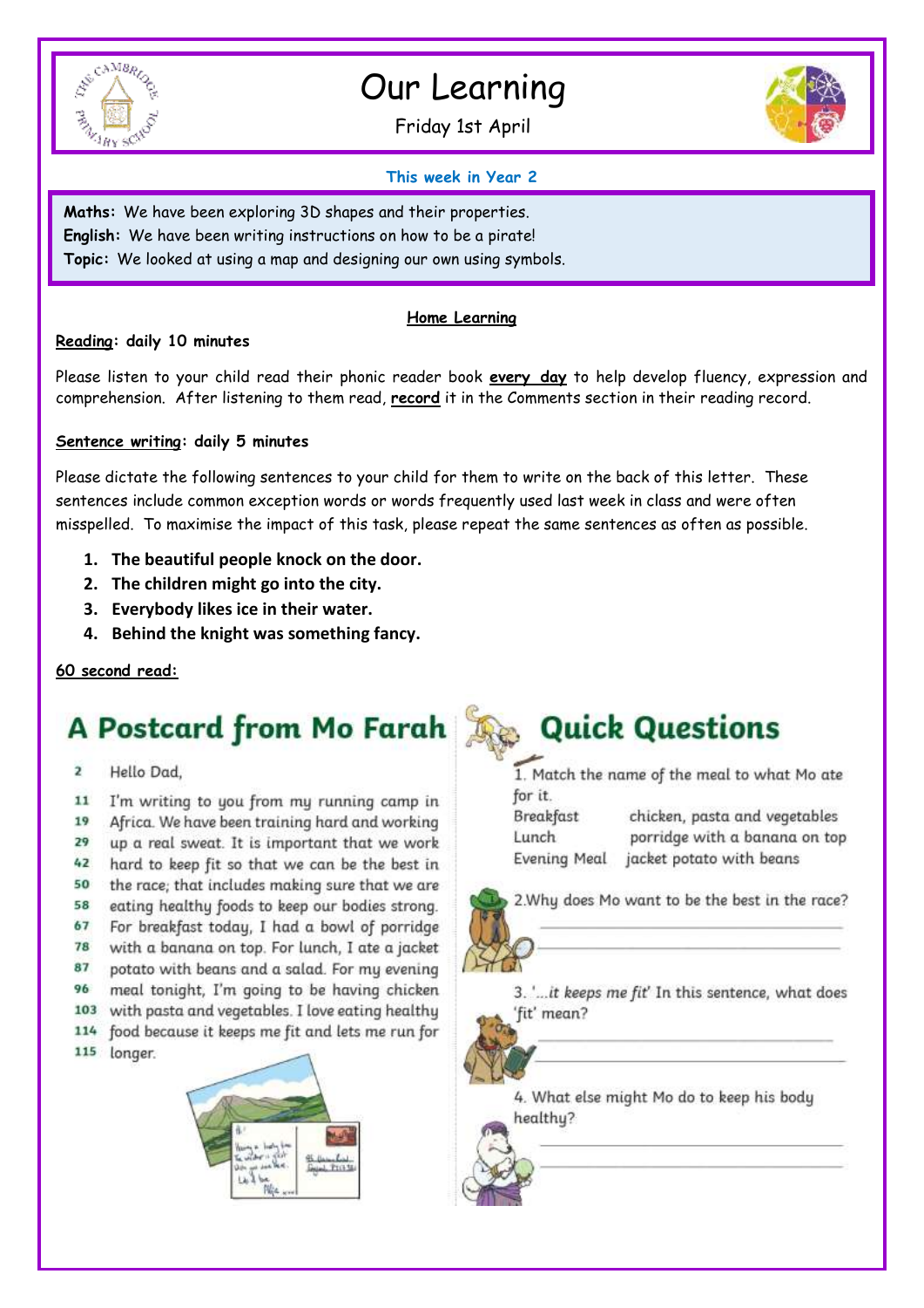# Our Learning

Friday 1st April

### This week in Year 2

**Maths:** We have been exploring 3D shapes and their properties.
**English:** We have been writing instructions on how to be a pirate!
**Topic:** We looked at using a map and designing our own using symbols.

## Home Learning

**Reading: daily 10 minutes**

Please listen to your child read their phonic reader book **every day** to help develop fluency, expression and comprehension. After listening to them read, **record** it in the Comments section in their reading record.

**Sentence writing: daily 5 minutes**

Please dictate the following sentences to your child for them to write on the back of this letter. These sentences include common exception words or words frequently used last week in class and were often misspelled. To maximise the impact of this task, please repeat the same sentences as often as possible.

1. **The beautiful people knock on the door.**
2. **The children might go into the city.**
3. **Everybody likes ice in their water.**
4. **Behind the knight was something fancy.**

**60 second read:**

## A Postcard from Mo Farah

2 Hello Dad,

11 I'm writing to you from my running camp in
19 Africa. We have been training hard and working
29 up a real sweat. It is important that we work
42 hard to keep fit so that we can be the best in
50 the race; that includes making sure that we are
58 eating healthy foods to keep our bodies strong.
67 For breakfast today, I had a bowl of porridge
78 with a banana on top. For lunch, I ate a jacket
87 potato with beans and a salad. For my evening
96 meal tonight, I'm going to be having chicken
103 with pasta and vegetables. I love eating healthy
114 food because it keeps me fit and lets me run for
115 longer.

## Quick Questions

1. Match the name of the meal to what Mo ate for it.

| | |
|---|---|
| Breakfast | chicken, pasta and vegetables |
| Lunch | porridge with a banana on top |
| Evening Meal | jacket potato with beans |

2. Why does Mo want to be the best in the race?

3. '*...it keeps me fit*' In this sentence, what does 'fit' mean?

4. What else might Mo do to keep his body healthy?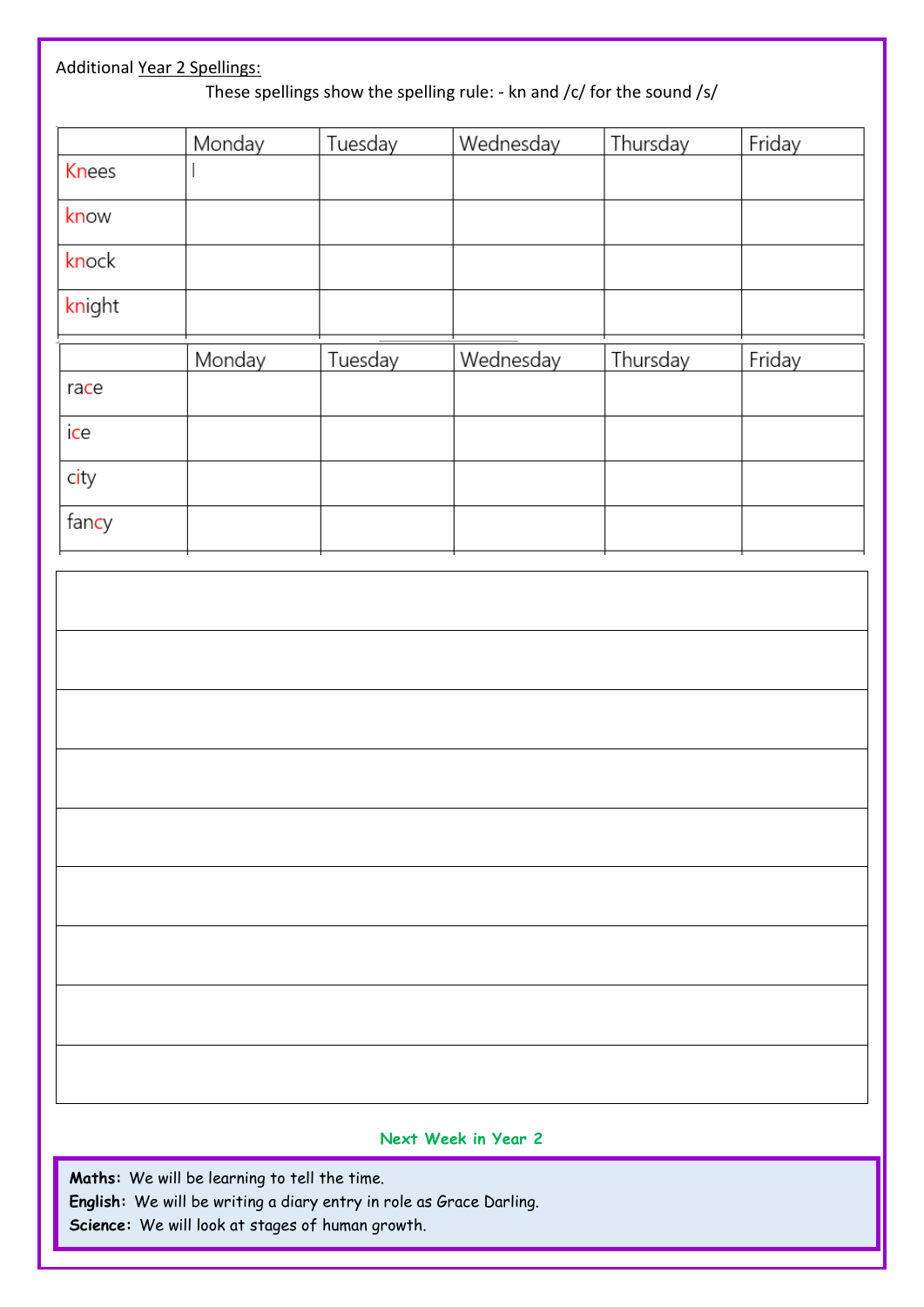Additional Year 2 Spellings:

These spellings show the spelling rule: - kn and /c/ for the sound /s/

| | Monday | Tuesday | Wednesday | Thursday | Friday |
|---|---|---|---|---|---|
| Knees | l | | | | |
| know | | | | | |
| knock | | | | | |
| knight | | | | | |

| | Monday | Tuesday | Wednesday | Thursday | Friday |
|---|---|---|---|---|---|
| race | | | | | |
| ice | | | | | |
| city | | | | | |
| fancy | | | | | |

| |
|---|
| |
| |
| |
| |
| |
| |
| |
| |
| |

## Next Week in Year 2

**Maths:** We will be learning to tell the time.
**English:** We will be writing a diary entry in role as Grace Darling.
**Science:** We will look at stages of human growth.